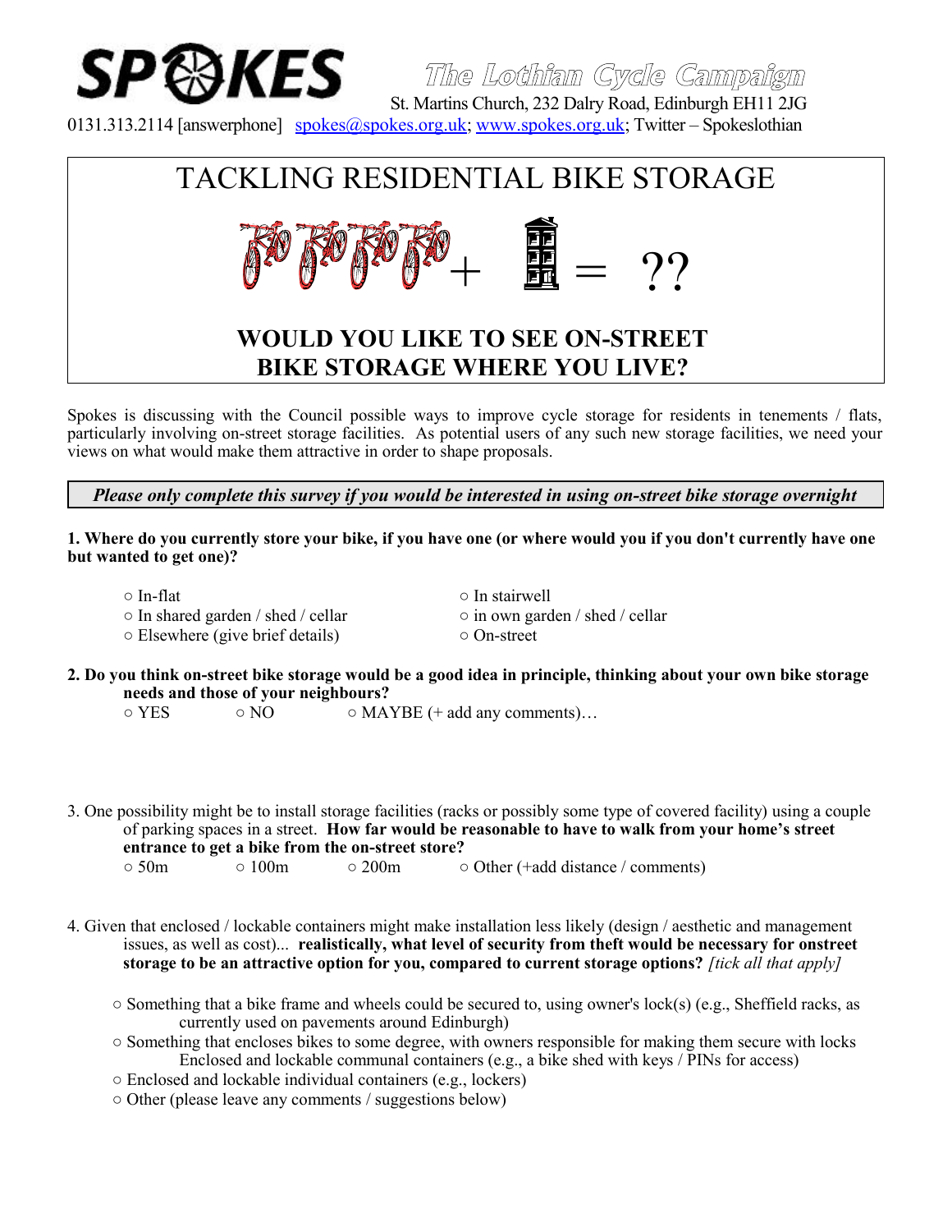# SPOKES

The Lothian Cycle Campaign

St. Martins Church, 232 Dalry Road, Edinburgh EH11 2JG

0131.313.2114 [answerphone] spokes@spokes.org.uk; www.spokes.org.uk; Twitter – Spokeslothian

# TACKLING RESIDENTIAL BIKE STORAGE

+ = ??

## WOULD YOU LIKE TO SEE ON-STREET BIKE STORAGE WHERE YOU LIVE?

Spokes is discussing with the Council possible ways to improve cycle storage for residents in tenements / flats, particularly involving on-street storage facilities. As potential users of any such new storage facilities, we need your views on what would make them attractive in order to shape proposals.

*Please only complete this survey if you would be interested in using on-street bike storage overnight*

**1. Where do you currently store your bike, if you have one (or where would you if you don't currently have one but wanted to get one)?**

○ In-flat
○ In stairwell
○ In shared garden / shed / cellar
○ in own garden / shed / cellar
○ Elsewhere (give brief details)
○ On-street

**2. Do you think on-street bike storage would be a good idea in principle, thinking about your own bike storage needs and those of your neighbours?**

○ YES ○ NO ○ MAYBE (+ add any comments)…

3. One possibility might be to install storage facilities (racks or possibly some type of covered facility) using a couple of parking spaces in a street. **How far would be reasonable to have to walk from your home's street entrance to get a bike from the on-street store?**

○ 50m ○ 100m ○ 200m ○ Other (+add distance / comments)

4. Given that enclosed / lockable containers might make installation less likely (design / aesthetic and management issues, as well as cost)... **realistically, what level of security from theft would be necessary for onstreet storage to be an attractive option for you, compared to current storage options?** *[tick all that apply]*

○ Something that a bike frame and wheels could be secured to, using owner's lock(s) (e.g., Sheffield racks, as currently used on pavements around Edinburgh)
○ Something that encloses bikes to some degree, with owners responsible for making them secure with locks Enclosed and lockable communal containers (e.g., a bike shed with keys / PINs for access)
○ Enclosed and lockable individual containers (e.g., lockers)
○ Other (please leave any comments / suggestions below)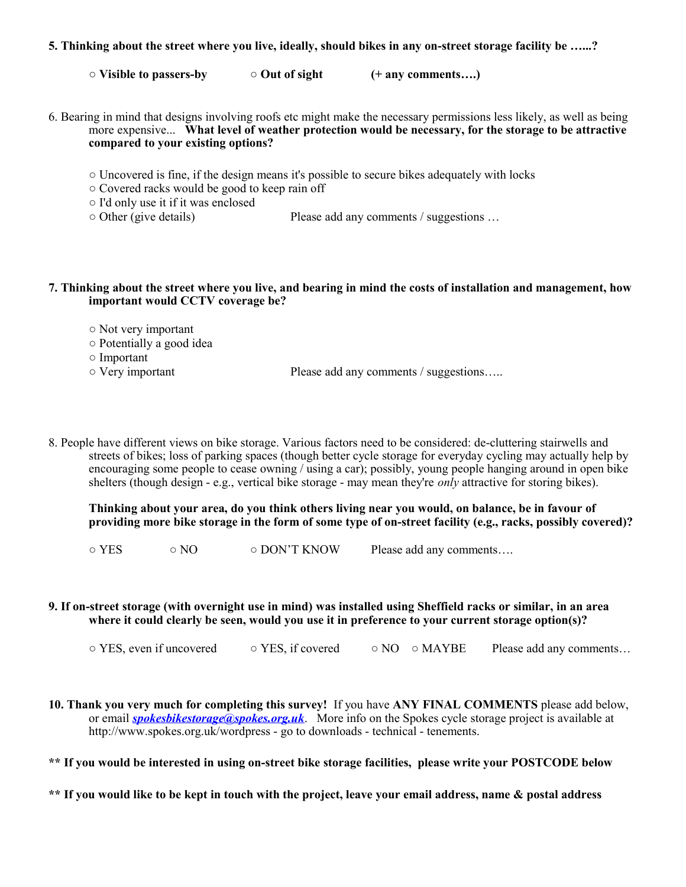**5. Thinking about the street where you live, ideally, should bikes in any on-street storage facility be …...?**

**○ Visible to passers-by ○ Out of sight (+ any comments….)**

6. Bearing in mind that designs involving roofs etc might make the necessary permissions less likely, as well as being more expensive... **What level of weather protection would be necessary, for the storage to be attractive compared to your existing options?**

- ○ Uncovered is fine, if the design means it's possible to secure bikes adequately with locks
- ○ Covered racks would be good to keep rain off
- ○ I'd only use it if it was enclosed
- ○ Other (give details) Please add any comments / suggestions …

**7. Thinking about the street where you live, and bearing in mind the costs of installation and management, how important would CCTV coverage be?**

- ○ Not very important
- ○ Potentially a good idea
- ○ Important
- ○ Very important Please add any comments / suggestions…..

8. People have different views on bike storage. Various factors need to be considered: de-cluttering stairwells and streets of bikes; loss of parking spaces (though better cycle storage for everyday cycling may actually help by encouraging some people to cease owning / using a car); possibly, young people hanging around in open bike shelters (though design - e.g., vertical bike storage - may mean they're *only* attractive for storing bikes).

**Thinking about your area, do you think others living near you would, on balance, be in favour of providing more bike storage in the form of some type of on-street facility (e.g., racks, possibly covered)?**

○ YES ○ NO ○ DON'T KNOW Please add any comments….

**9. If on-street storage (with overnight use in mind) was installed using Sheffield racks or similar, in an area where it could clearly be seen, would you use it in preference to your current storage option(s)?**

○ YES, even if uncovered ○ YES, if covered ○ NO ○ MAYBE Please add any comments…

**10. Thank you very much for completing this survey!** If you have **ANY FINAL COMMENTS** please add below, or email ***spokesbikestorage@spokes.org.uk***. More info on the Spokes cycle storage project is available at http://www.spokes.org.uk/wordpress - go to downloads - technical - tenements.

**** If you would be interested in using on-street bike storage facilities, please write your POSTCODE below**

**** If you would like to be kept in touch with the project, leave your email address, name & postal address**